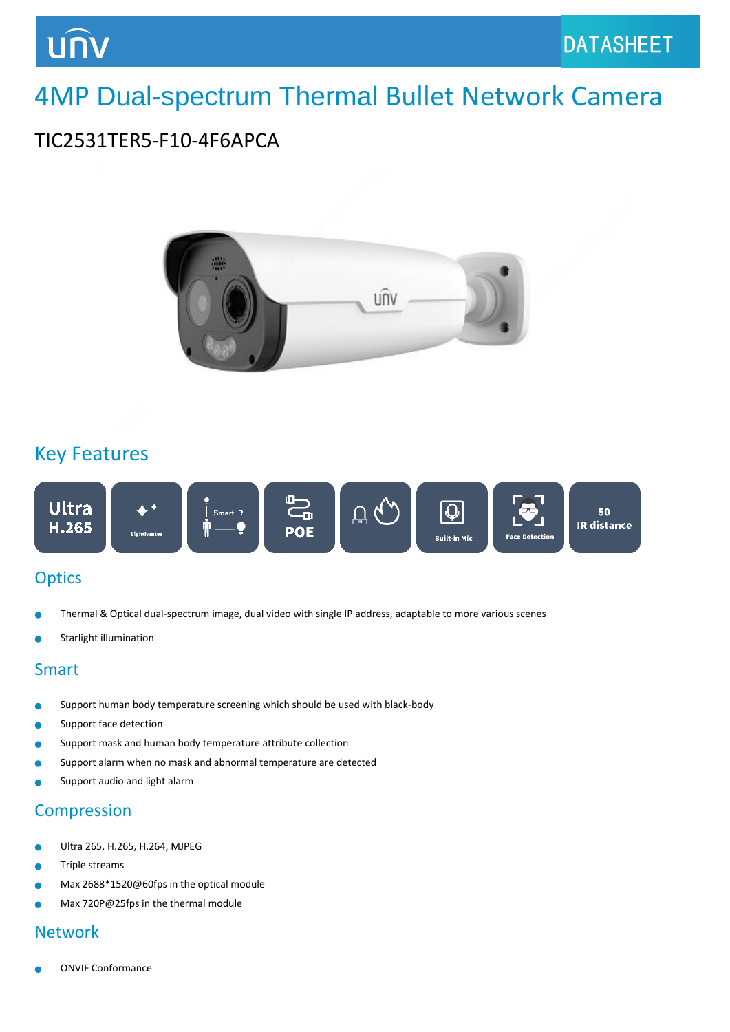DATASHEET

# 4MP Dual-spectrum Thermal Bullet Network Camera

TIC2531TER5-F10-4F6APCA

## Key Features

Ultra H.265 | Lighthunter | Smart IR | POE | Built-in Mic | Face Detection | 50 IR distance

## Optics

- Thermal & Optical dual-spectrum image, dual video with single IP address, adaptable to more various scenes
- Starlight illumination

## Smart

- Support human body temperature screening which should be used with black-body
- Support face detection
- Support mask and human body temperature attribute collection
- Support alarm when no mask and abnormal temperature are detected
- Support audio and light alarm

## Compression

- Ultra 265, H.265, H.264, MJPEG
- Triple streams
- Max 2688*1520@60fps in the optical module
- Max 720P@25fps in the thermal module

## Network

- ONVIF Conformance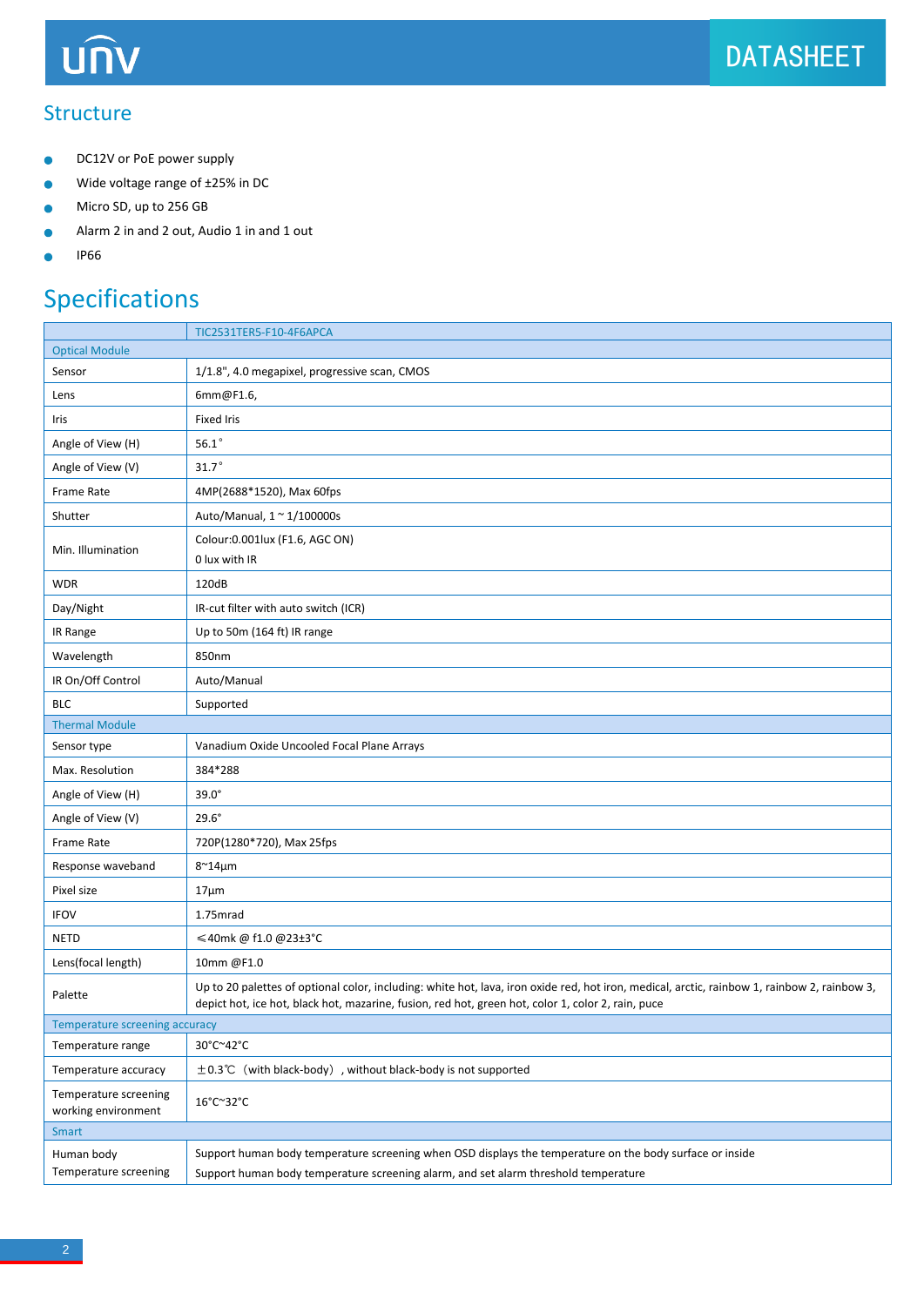## Structure

- DC12V or PoE power supply
- Wide voltage range of ±25% in DC
- Micro SD, up to 256 GB
- Alarm 2 in and 2 out, Audio 1 in and 1 out
- IP66

# Specifications

| | TIC2531TER5-F10-4F6APCA |
|---|---|
| **Optical Module** | |
| Sensor | 1/1.8", 4.0 megapixel, progressive scan, CMOS |
| Lens | 6mm@F1.6, |
| Iris | Fixed Iris |
| Angle of View (H) | 56.1° |
| Angle of View (V) | 31.7° |
| Frame Rate | 4MP(2688*1520), Max 60fps |
| Shutter | Auto/Manual, 1 ~ 1/100000s |
| Min. Illumination | Colour:0.001lux (F1.6, AGC ON)<br>0 lux with IR |
| WDR | 120dB |
| Day/Night | IR-cut filter with auto switch (ICR) |
| IR Range | Up to 50m (164 ft) IR range |
| Wavelength | 850nm |
| IR On/Off Control | Auto/Manual |
| BLC | Supported |
| **Thermal Module** | |
| Sensor type | Vanadium Oxide Uncooled Focal Plane Arrays |
| Max. Resolution | 384*288 |
| Angle of View (H) | 39.0° |
| Angle of View (V) | 29.6° |
| Frame Rate | 720P(1280*720), Max 25fps |
| Response waveband | 8~14μm |
| Pixel size | 17μm |
| IFOV | 1.75mrad |
| NETD | ⩽40mk @ f1.0 @23±3°C |
| Lens(focal length) | 10mm @F1.0 |
| Palette | Up to 20 palettes of optional color, including: white hot, lava, iron oxide red, hot iron, medical, arctic, rainbow 1, rainbow 2, rainbow 3, depict hot, ice hot, black hot, mazarine, fusion, red hot, green hot, color 1, color 2, rain, puce |
| **Temperature screening accuracy** | |
| Temperature range | 30°C~42°C |
| Temperature accuracy | ±0.3℃（with black-body）, without black-body is not supported |
| Temperature screening working environment | 16°C~32°C |
| **Smart** | |
| Human body Temperature screening | Support human body temperature screening when OSD displays the temperature on the body surface or inside<br>Support human body temperature screening alarm, and set alarm threshold temperature |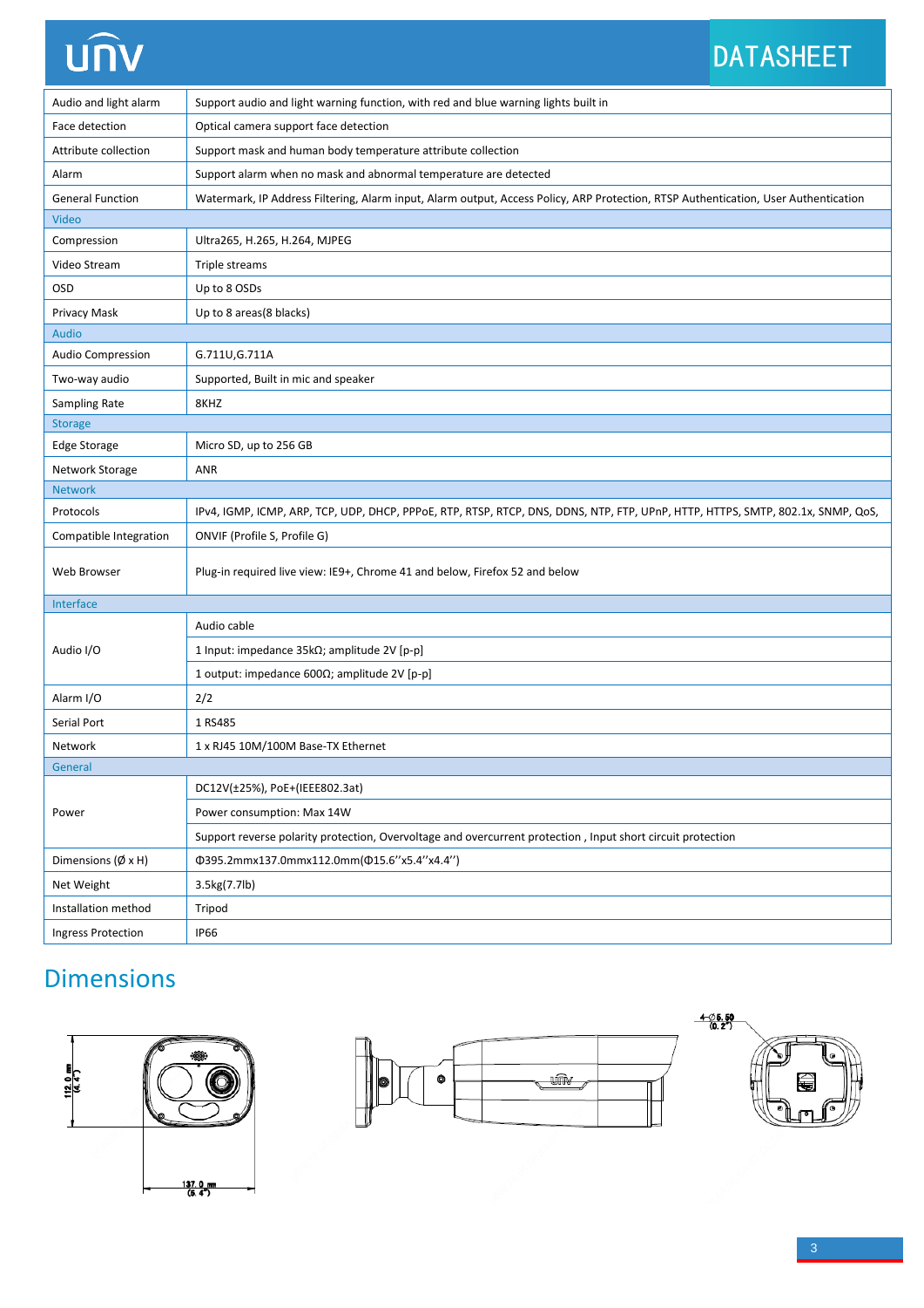| | |
|---|---|
| Audio and light alarm | Support audio and light warning function, with red and blue warning lights built in |
| Face detection | Optical camera support face detection |
| Attribute collection | Support mask and human body temperature attribute collection |
| Alarm | Support alarm when no mask and abnormal temperature are detected |
| General Function | Watermark, IP Address Filtering, Alarm input, Alarm output, Access Policy, ARP Protection, RTSP Authentication, User Authentication |
| **Video** | |
| Compression | Ultra265, H.265, H.264, MJPEG |
| Video Stream | Triple streams |
| OSD | Up to 8 OSDs |
| Privacy Mask | Up to 8 areas(8 blacks) |
| **Audio** | |
| Audio Compression | G.711U,G.711A |
| Two-way audio | Supported, Built in mic and speaker |
| Sampling Rate | 8KHZ |
| **Storage** | |
| Edge Storage | Micro SD, up to 256 GB |
| Network Storage | ANR |
| **Network** | |
| Protocols | IPv4, IGMP, ICMP, ARP, TCP, UDP, DHCP, PPPoE, RTP, RTSP, RTCP, DNS, DDNS, NTP, FTP, UPnP, HTTP, HTTPS, SMTP, 802.1x, SNMP, QoS, |
| Compatible Integration | ONVIF (Profile S, Profile G) |
| Web Browser | Plug-in required live view: IE9+, Chrome 41 and below, Firefox 52 and below |
| **Interface** | |
| Audio I/O | Audio cable |
| | 1 Input: impedance 35kΩ; amplitude 2V [p-p] |
| | 1 output: impedance 600Ω; amplitude 2V [p-p] |
| Alarm I/O | 2/2 |
| Serial Port | 1 RS485 |
| Network | 1 x RJ45 10M/100M Base-TX Ethernet |
| **General** | |
| Power | DC12V(±25%), PoE+(IEEE802.3at) |
| | Power consumption: Max 14W |
| | Support reverse polarity protection, Overvoltage and overcurrent protection , Input short circuit protection |
| Dimensions (Ø x H) | Φ395.2mmx137.0mmx112.0mm(Φ15.6''x5.4''x4.4'') |
| Net Weight | 3.5kg(7.7lb) |
| Installation method | Tripod |
| Ingress Protection | IP66 |

## Dimensions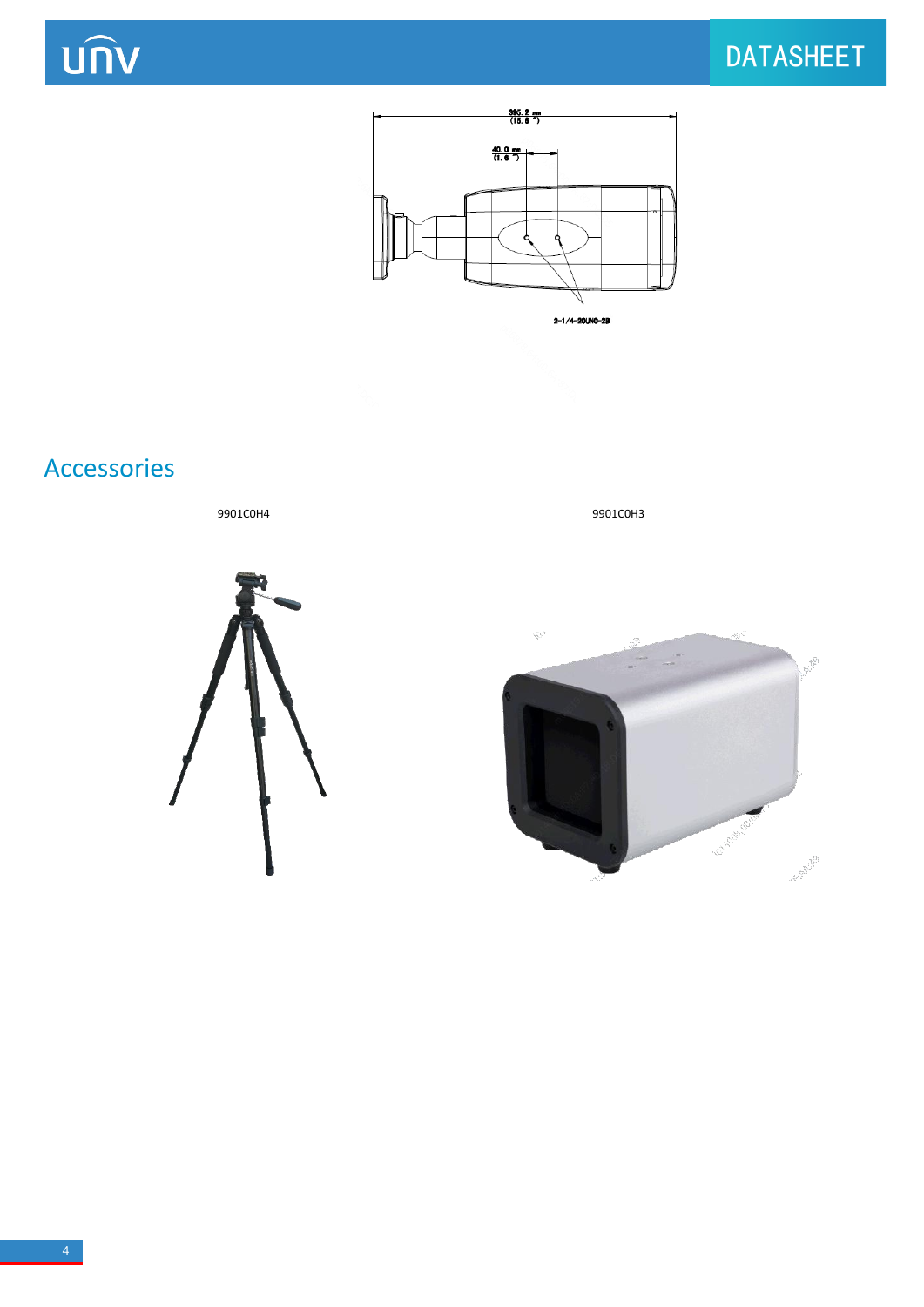## Accessories

9901C0H4

9901C0H3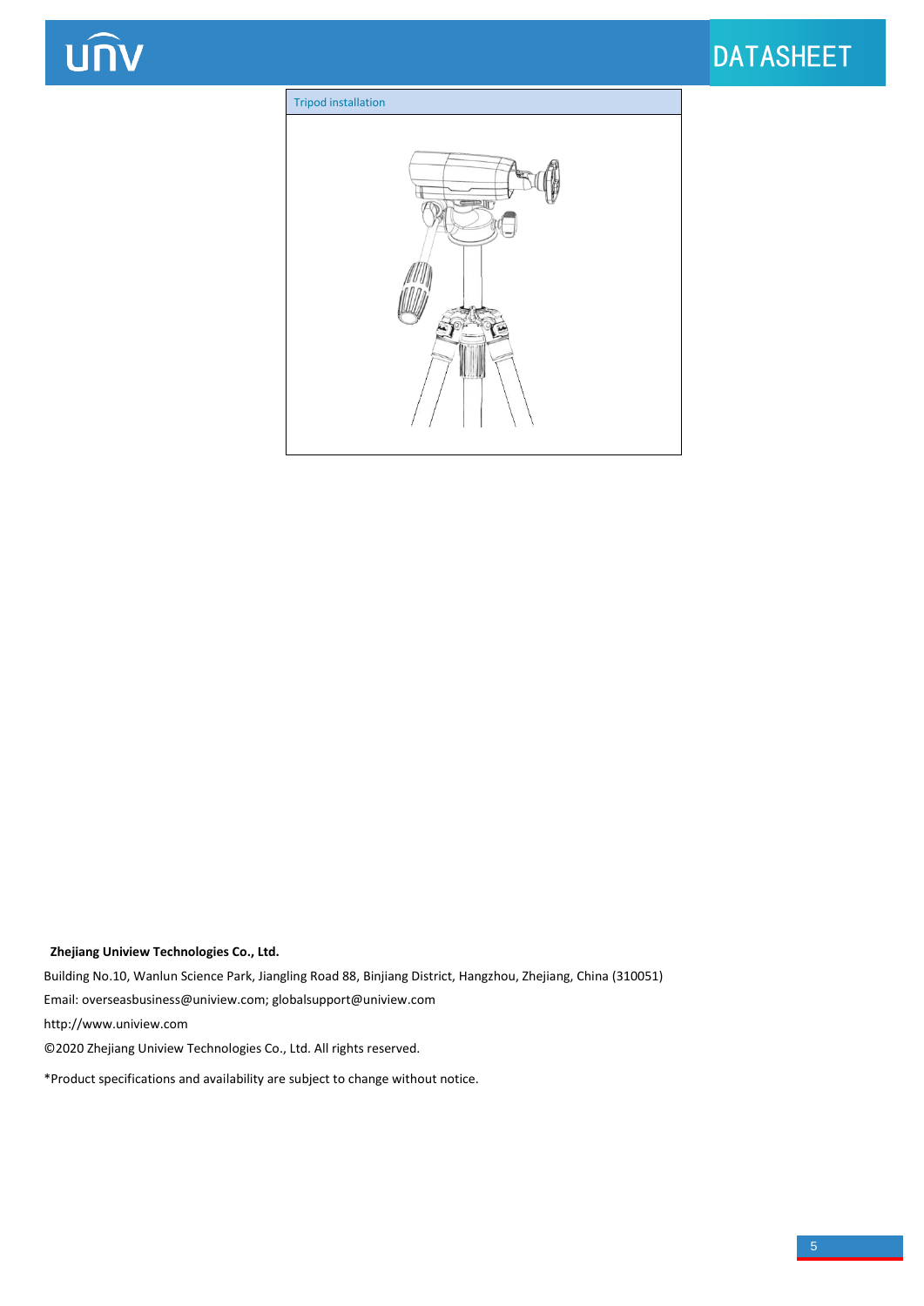Tripod installation

**Zhejiang Uniview Technologies Co., Ltd.**

Building No.10, Wanlun Science Park, Jiangling Road 88, Binjiang District, Hangzhou, Zhejiang, China (310051)

Email: overseasbusiness@uniview.com; globalsupport@uniview.com

http://www.uniview.com

©2020 Zhejiang Uniview Technologies Co., Ltd. All rights reserved.

*Product specifications and availability are subject to change without notice.